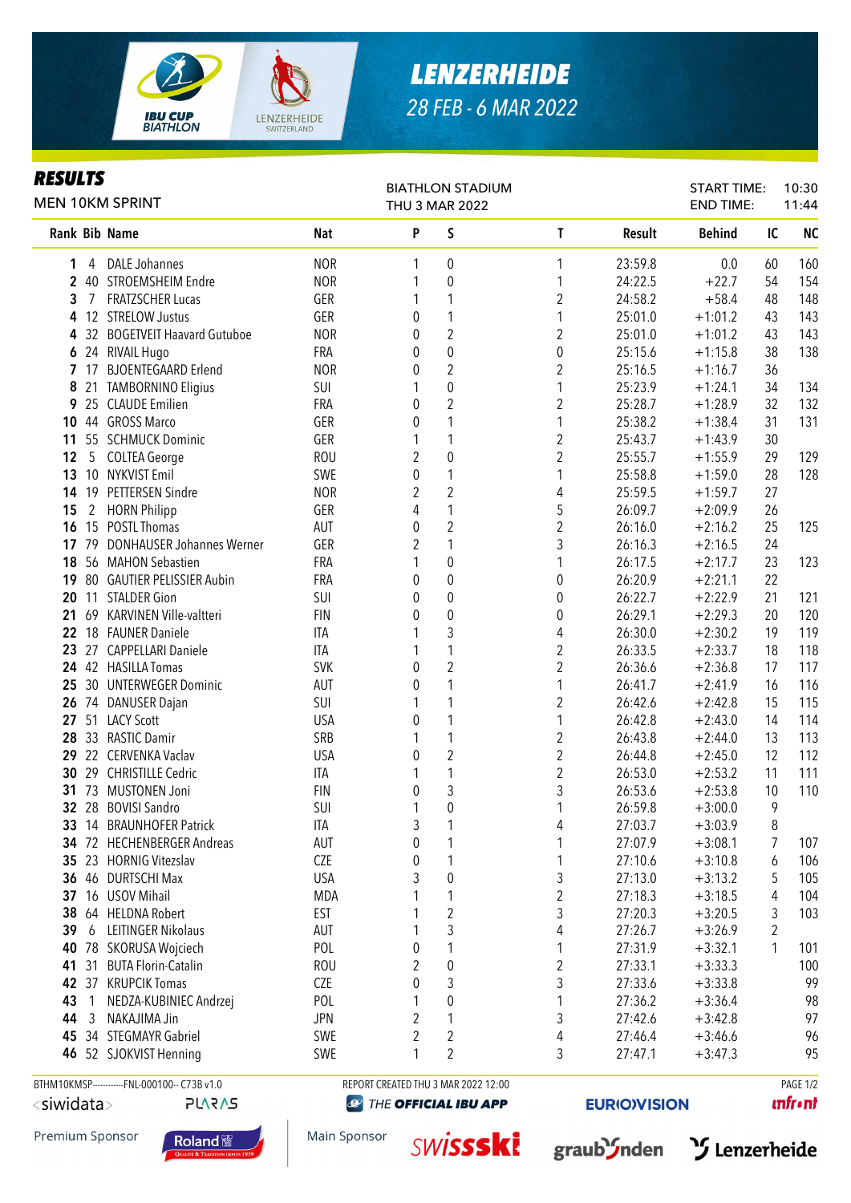# LENZERHEIDE

28 FEB - 6 MAR 2022

## RESULTS

MEN 10KM SPRINT

BIATHLON STADIUM
THU 3 MAR 2022

START TIME: 10:30
END TIME: 11:44

| Rank | Bib | Name | Nat | P | S | T | Result | Behind | IC | NC |
|---|---|---|---|---|---|---|---|---|---|---|
| 1 | 4 | DALE Johannes | NOR | 1 | 0 | 1 | 23:59.8 | 0.0 | 60 | 160 |
| 2 | 40 | STROEMSHEIM Endre | NOR | 1 | 0 | 1 | 24:22.5 | +22.7 | 54 | 154 |
| 3 | 7 | FRATZSCHER Lucas | GER | 1 | 1 | 2 | 24:58.2 | +58.4 | 48 | 148 |
| 4 | 12 | STRELOW Justus | GER | 0 | 1 | 1 | 25:01.0 | +1:01.2 | 43 | 143 |
| 4 | 32 | BOGETVEIT Haavard Gutuboe | NOR | 0 | 2 | 2 | 25:01.0 | +1:01.2 | 43 | 143 |
| 6 | 24 | RIVAIL Hugo | FRA | 0 | 0 | 0 | 25:15.6 | +1:15.8 | 38 | 138 |
| 7 | 17 | BJOENTEGAARD Erlend | NOR | 0 | 2 | 2 | 25:16.5 | +1:16.7 | 36 | |
| 8 | 21 | TAMBORNINO Eligius | SUI | 1 | 0 | 1 | 25:23.9 | +1:24.1 | 34 | 134 |
| 9 | 25 | CLAUDE Emilien | FRA | 0 | 2 | 2 | 25:28.7 | +1:28.9 | 32 | 132 |
| 10 | 44 | GROSS Marco | GER | 0 | 1 | 1 | 25:38.2 | +1:38.4 | 31 | 131 |
| 11 | 55 | SCHMUCK Dominic | GER | 1 | 1 | 2 | 25:43.7 | +1:43.9 | 30 | |
| 12 | 5 | COLTEA George | ROU | 2 | 0 | 2 | 25:55.7 | +1:55.9 | 29 | 129 |
| 13 | 10 | NYKVIST Emil | SWE | 0 | 1 | 1 | 25:58.8 | +1:59.0 | 28 | 128 |
| 14 | 19 | PETTERSEN Sindre | NOR | 2 | 2 | 4 | 25:59.5 | +1:59.7 | 27 | |
| 15 | 2 | HORN Philipp | GER | 4 | 1 | 5 | 26:09.7 | +2:09.9 | 26 | |
| 16 | 15 | POSTL Thomas | AUT | 0 | 2 | 2 | 26:16.0 | +2:16.2 | 25 | 125 |
| 17 | 79 | DONHAUSER Johannes Werner | GER | 2 | 1 | 3 | 26:16.3 | +2:16.5 | 24 | |
| 18 | 56 | MAHON Sebastien | FRA | 1 | 0 | 1 | 26:17.5 | +2:17.7 | 23 | 123 |
| 19 | 80 | GAUTIER PELISSIER Aubin | FRA | 0 | 0 | 0 | 26:20.9 | +2:21.1 | 22 | |
| 20 | 11 | STALDER Gion | SUI | 0 | 0 | 0 | 26:22.7 | +2:22.9 | 21 | 121 |
| 21 | 69 | KARVINEN Ville-valtteri | FIN | 0 | 0 | 0 | 26:29.1 | +2:29.3 | 20 | 120 |
| 22 | 18 | FAUNER Daniele | ITA | 1 | 3 | 4 | 26:30.0 | +2:30.2 | 19 | 119 |
| 23 | 27 | CAPPELLARI Daniele | ITA | 1 | 1 | 2 | 26:33.5 | +2:33.7 | 18 | 118 |
| 24 | 42 | HASILLA Tomas | SVK | 0 | 2 | 2 | 26:36.6 | +2:36.8 | 17 | 117 |
| 25 | 30 | UNTERWEGER Dominic | AUT | 0 | 1 | 1 | 26:41.7 | +2:41.9 | 16 | 116 |
| 26 | 74 | DANUSER Dajan | SUI | 1 | 1 | 2 | 26:42.6 | +2:42.8 | 15 | 115 |
| 27 | 51 | LACY Scott | USA | 0 | 1 | 1 | 26:42.8 | +2:43.0 | 14 | 114 |
| 28 | 33 | RASTIC Damir | SRB | 1 | 1 | 2 | 26:43.8 | +2:44.0 | 13 | 113 |
| 29 | 22 | CERVENKA Vaclav | USA | 0 | 2 | 2 | 26:44.8 | +2:45.0 | 12 | 112 |
| 30 | 29 | CHRISTILLE Cedric | ITA | 1 | 1 | 2 | 26:53.0 | +2:53.2 | 11 | 111 |
| 31 | 73 | MUSTONEN Joni | FIN | 0 | 3 | 3 | 26:53.6 | +2:53.8 | 10 | 110 |
| 32 | 28 | BOVISI Sandro | SUI | 1 | 0 | 1 | 26:59.8 | +3:00.0 | 9 | |
| 33 | 14 | BRAUNHOFER Patrick | ITA | 3 | 1 | 4 | 27:03.7 | +3:03.9 | 8 | |
| 34 | 72 | HECHENBERGER Andreas | AUT | 0 | 1 | 1 | 27:07.9 | +3:08.1 | 7 | 107 |
| 35 | 23 | HORNIG Vitezslav | CZE | 0 | 1 | 1 | 27:10.6 | +3:10.8 | 6 | 106 |
| 36 | 46 | DURTSCHI Max | USA | 3 | 0 | 3 | 27:13.0 | +3:13.2 | 5 | 105 |
| 37 | 16 | USOV Mihail | MDA | 1 | 1 | 2 | 27:18.3 | +3:18.5 | 4 | 104 |
| 38 | 64 | HELDNA Robert | EST | 1 | 2 | 3 | 27:20.3 | +3:20.5 | 3 | 103 |
| 39 | 6 | LEITINGER Nikolaus | AUT | 1 | 3 | 4 | 27:26.7 | +3:26.9 | 2 | |
| 40 | 78 | SKORUSA Wojciech | POL | 0 | 1 | 1 | 27:31.9 | +3:32.1 | 1 | 101 |
| 41 | 31 | BUTA Florin-Catalin | ROU | 2 | 0 | 2 | 27:33.1 | +3:33.3 | | 100 |
| 42 | 37 | KRUPCIK Tomas | CZE | 0 | 3 | 3 | 27:33.6 | +3:33.8 | | 99 |
| 43 | 1 | NEDZA-KUBINIEC Andrzej | POL | 1 | 0 | 1 | 27:36.2 | +3:36.4 | | 98 |
| 44 | 3 | NAKAJIMA Jin | JPN | 2 | 1 | 3 | 27:42.6 | +3:42.8 | | 97 |
| 45 | 34 | STEGMAYR Gabriel | SWE | 2 | 2 | 4 | 27:46.4 | +3:46.6 | | 96 |
| 46 | 52 | SJOKVIST Henning | SWE | 1 | 2 | 3 | 27:47.1 | +3:47.3 | | 95 |

BTHM10KMSP-----------FNL-000100-- C73B v1.0 — REPORT CREATED THU 3 MAR 2022 12:00

Premium Sponsor: Roland — Main Sponsor: swissski, graubünden, Lenzerheide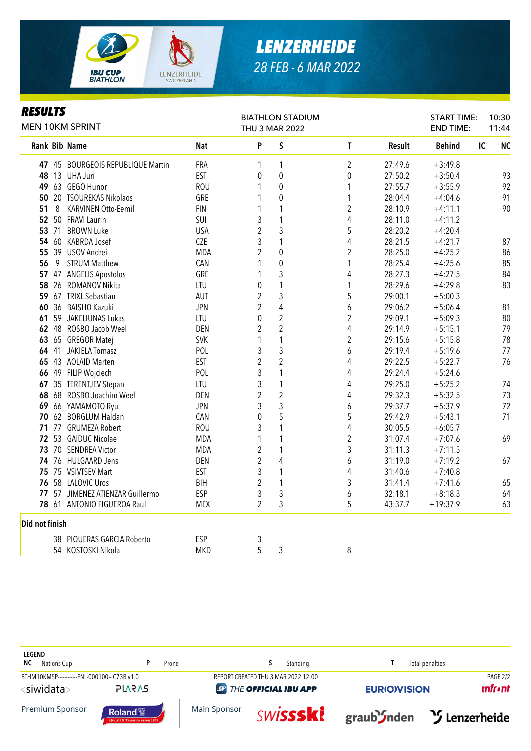# LENZERHEIDE

28 FEB - 6 MAR 2022

## RESULTS

MEN 10KM SPRINT

BIATHLON STADIUM
THU 3 MAR 2022

START TIME: 10:30
END TIME: 11:44

| Rank | Bib | Name | Nat | P | S | T | Result | Behind | IC | NC |
|---|---|---|---|---|---|---|---|---|---|---|
| 47 | 45 | BOURGEOIS REPUBLIQUE Martin | FRA | 1 | 1 | 2 | 27:49.6 | +3:49.8 | | |
| 48 | 13 | UHA Juri | EST | 0 | 0 | 0 | 27:50.2 | +3:50.4 | | 93 |
| 49 | 63 | GEGO Hunor | ROU | 1 | 0 | 1 | 27:55.7 | +3:55.9 | | 92 |
| 50 | 20 | TSOUREKAS Nikolaos | GRE | 1 | 0 | 1 | 28:04.4 | +4:04.6 | | 91 |
| 51 | 8 | KARVINEN Otto-Eemil | FIN | 1 | 1 | 2 | 28:10.9 | +4:11.1 | | 90 |
| 52 | 50 | FRAVI Laurin | SUI | 3 | 1 | 4 | 28:11.0 | +4:11.2 | | |
| 53 | 71 | BROWN Luke | USA | 2 | 3 | 5 | 28:20.2 | +4:20.4 | | |
| 54 | 60 | KABRDA Josef | CZE | 3 | 1 | 4 | 28:21.5 | +4:21.7 | | 87 |
| 55 | 39 | USOV Andrei | MDA | 2 | 0 | 2 | 28:25.0 | +4:25.2 | | 86 |
| 56 | 9 | STRUM Matthew | CAN | 1 | 0 | 1 | 28:25.4 | +4:25.6 | | 85 |
| 57 | 47 | ANGELIS Apostolos | GRE | 1 | 3 | 4 | 28:27.3 | +4:27.5 | | 84 |
| 58 | 26 | ROMANOV Nikita | LTU | 0 | 1 | 1 | 28:29.6 | +4:29.8 | | 83 |
| 59 | 67 | TRIXL Sebastian | AUT | 2 | 3 | 5 | 29:00.1 | +5:00.3 | | |
| 60 | 36 | BAISHO Kazuki | JPN | 2 | 4 | 6 | 29:06.2 | +5:06.4 | | 81 |
| 61 | 59 | JAKELIUNAS Lukas | LTU | 0 | 2 | 2 | 29:09.1 | +5:09.3 | | 80 |
| 62 | 48 | ROSBO Jacob Weel | DEN | 2 | 2 | 4 | 29:14.9 | +5:15.1 | | 79 |
| 63 | 65 | GREGOR Matej | SVK | 1 | 1 | 2 | 29:15.6 | +5:15.8 | | 78 |
| 64 | 41 | JAKIELA Tomasz | POL | 3 | 3 | 6 | 29:19.4 | +5:19.6 | | 77 |
| 65 | 43 | AOLAID Marten | EST | 2 | 2 | 4 | 29:22.5 | +5:22.7 | | 76 |
| 66 | 49 | FILIP Wojciech | POL | 3 | 1 | 4 | 29:24.4 | +5:24.6 | | |
| 67 | 35 | TERENTJEV Stepan | LTU | 3 | 1 | 4 | 29:25.0 | +5:25.2 | | 74 |
| 68 | 68 | ROSBO Joachim Weel | DEN | 2 | 2 | 4 | 29:32.3 | +5:32.5 | | 73 |
| 69 | 66 | YAMAMOTO Ryu | JPN | 3 | 3 | 6 | 29:37.7 | +5:37.9 | | 72 |
| 70 | 62 | BORGLUM Haldan | CAN | 0 | 5 | 5 | 29:42.9 | +5:43.1 | | 71 |
| 71 | 77 | GRUMEZA Robert | ROU | 3 | 1 | 4 | 30:05.5 | +6:05.7 | | |
| 72 | 53 | GAIDUC Nicolae | MDA | 1 | 1 | 2 | 31:07.4 | +7:07.6 | | 69 |
| 73 | 70 | SENDREA Victor | MDA | 2 | 1 | 3 | 31:11.3 | +7:11.5 | | |
| 74 | 76 | HULGAARD Jens | DEN | 2 | 4 | 6 | 31:19.0 | +7:19.2 | | 67 |
| 75 | 75 | VSIVTSEV Mart | EST | 3 | 1 | 4 | 31:40.6 | +7:40.8 | | |
| 76 | 58 | LALOVIC Uros | BIH | 2 | 1 | 3 | 31:41.4 | +7:41.6 | | 65 |
| 77 | 57 | JIMENEZ ATIENZAR Guillermo | ESP | 3 | 3 | 6 | 32:18.1 | +8:18.3 | | 64 |
| 78 | 61 | ANTONIO FIGUEROA Raul | MEX | 2 | 3 | 5 | 43:37.7 | +19:37.9 | | 63 |

### Did not finish

| Rank | Bib | Name | Nat | P | S | T | Result | Behind | IC | NC |
|---|---|---|---|---|---|---|---|---|---|---|
| | 38 | PIQUERAS GARCIA Roberto | ESP | 3 | | | | | | |
| | 54 | KOSTOSKI Nikola | MKD | 5 | 3 | 8 | | | | |

**LEGEND**

**NC** Nations Cup **P** Prone **S** Standing **T** Total penalties

BTHM10KMSP-----------FNL-000100-- C73B v1.0 REPORT CREATED THU 3 MAR 2022 12:00